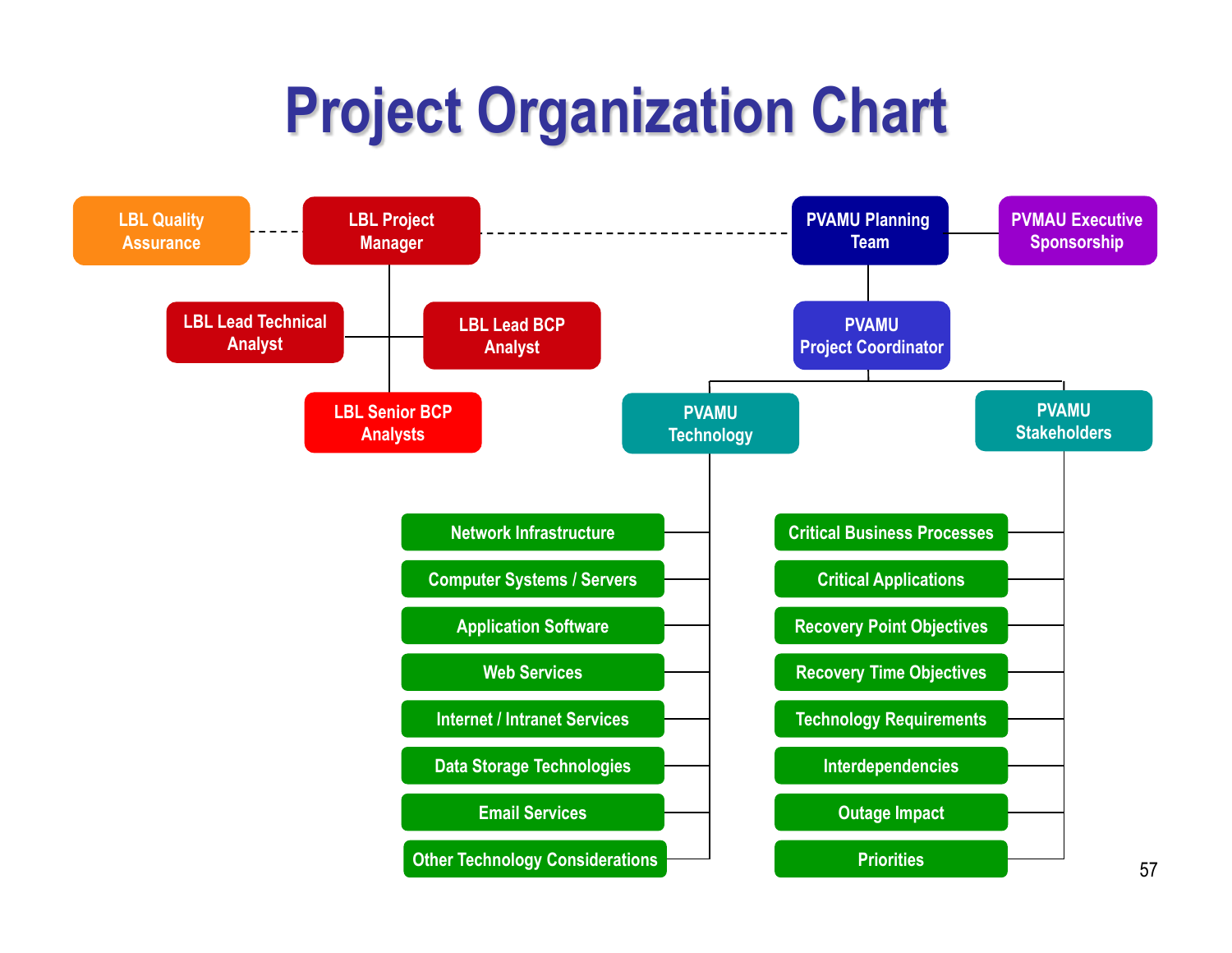# Project Organization Chart

LBL Quality Assurance

LBL Project Manager

LBL Lead Technical Analyst

LBL Lead BCP Analyst

LBL Senior BCP Analysts

PVAMU Planning Team

PVMAU Executive Sponsorship

PVAMU Project Coordinator

PVAMU Technology

- Network Infrastructure
- Computer Systems / Servers
- Application Software
- Web Services
- Internet / Intranet Services
- Data Storage Technologies
- Email Services
- Other Technology Considerations

PVAMU Stakeholders

- Critical Business Processes
- Critical Applications
- Recovery Point Objectives
- Recovery Time Objectives
- Technology Requirements
- Interdependencies
- Outage Impact
- Priorities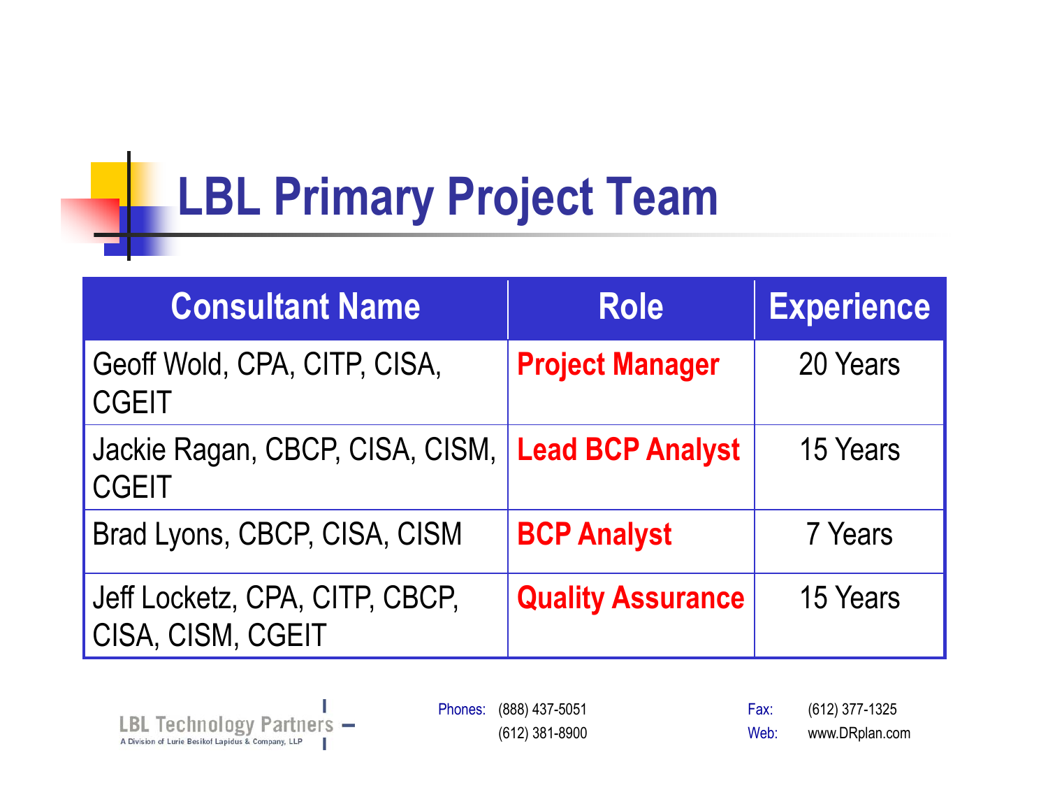# LBL Primary Project Team

| Consultant Name | Role | Experience |
| --- | --- | --- |
| Geoff Wold, CPA, CITP, CISA, CGEIT | **Project Manager** | 20 Years |
| Jackie Ragan, CBCP, CISA, CISM, CGEIT | **Lead BCP Analyst** | 15 Years |
| Brad Lyons, CBCP, CISA, CISM | **BCP Analyst** | 7 Years |
| Jeff Locketz, CPA, CITP, CBCP, CISA, CISM, CGEIT | **Quality Assurance** | 15 Years |

LBL Technology Partners
A Division of Lurie Besikof Lapidus & Company, LLP

Phones: (888) 437-5051
(612) 381-8900

Fax: (612) 377-1325
Web: www.DRplan.com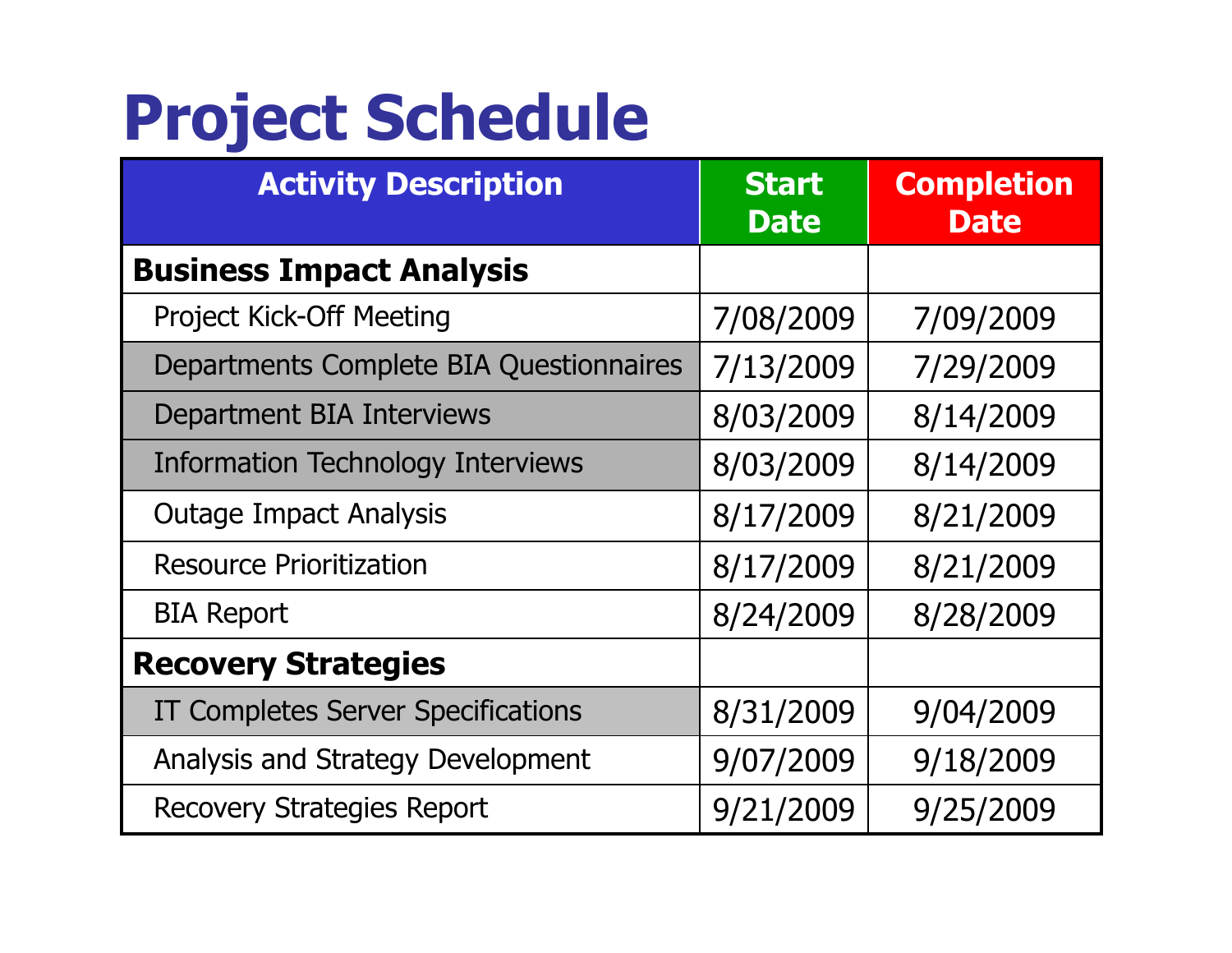# Project Schedule

| Activity Description | Start Date | Completion Date |
|---|---|---|
| **Business Impact Analysis** | | |
| Project Kick-Off Meeting | 7/08/2009 | 7/09/2009 |
| Departments Complete BIA Questionnaires | 7/13/2009 | 7/29/2009 |
| Department BIA Interviews | 8/03/2009 | 8/14/2009 |
| Information Technology Interviews | 8/03/2009 | 8/14/2009 |
| Outage Impact Analysis | 8/17/2009 | 8/21/2009 |
| Resource Prioritization | 8/17/2009 | 8/21/2009 |
| BIA Report | 8/24/2009 | 8/28/2009 |
| **Recovery Strategies** | | |
| IT Completes Server Specifications | 8/31/2009 | 9/04/2009 |
| Analysis and Strategy Development | 9/07/2009 | 9/18/2009 |
| Recovery Strategies Report | 9/21/2009 | 9/25/2009 |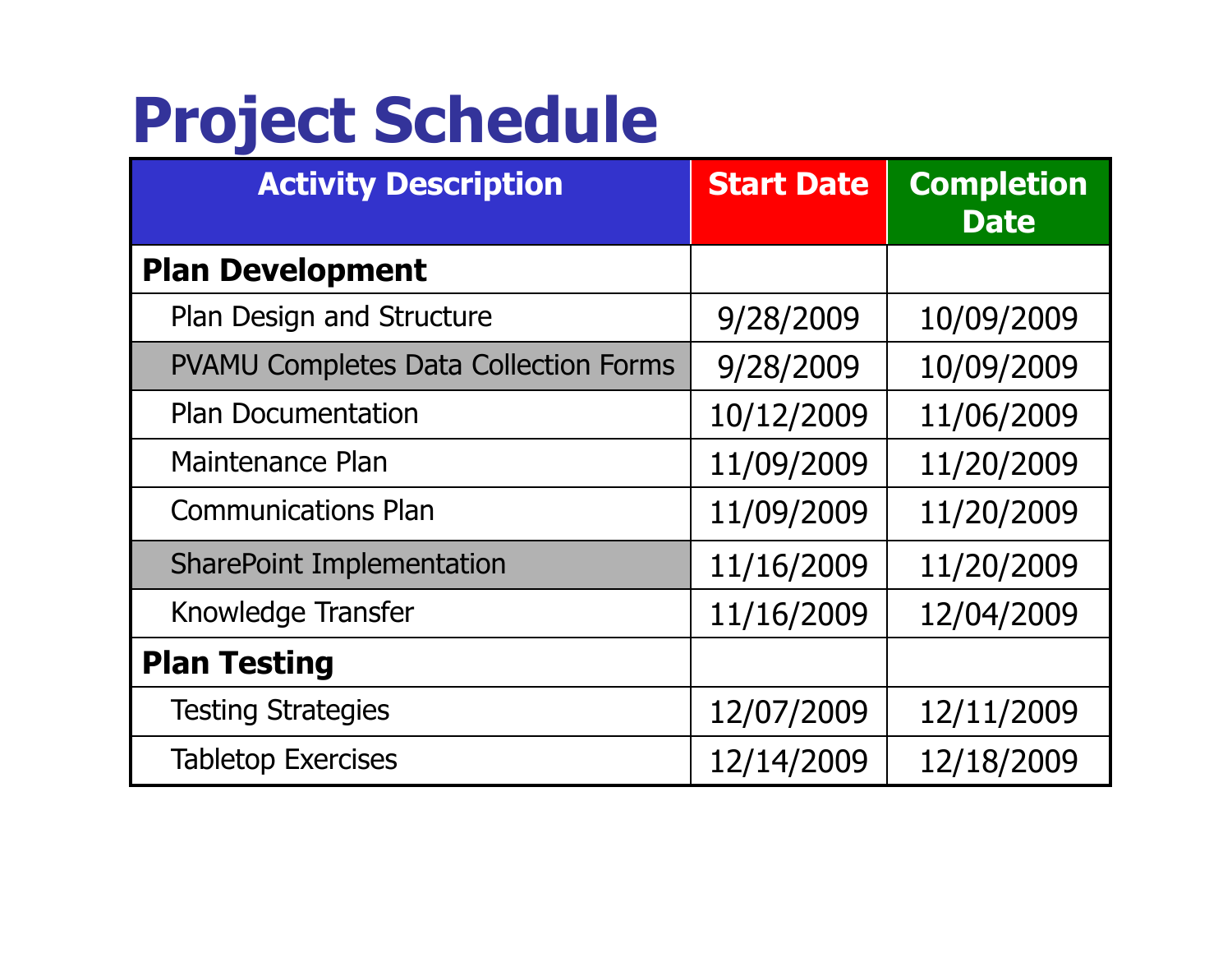# Project Schedule

| Activity Description | Start Date | Completion Date |
| --- | --- | --- |
| **Plan Development** | | |
| Plan Design and Structure | 9/28/2009 | 10/09/2009 |
| PVAMU Completes Data Collection Forms | 9/28/2009 | 10/09/2009 |
| Plan Documentation | 10/12/2009 | 11/06/2009 |
| Maintenance Plan | 11/09/2009 | 11/20/2009 |
| Communications Plan | 11/09/2009 | 11/20/2009 |
| SharePoint Implementation | 11/16/2009 | 11/20/2009 |
| Knowledge Transfer | 11/16/2009 | 12/04/2009 |
| **Plan Testing** | | |
| Testing Strategies | 12/07/2009 | 12/11/2009 |
| Tabletop Exercises | 12/14/2009 | 12/18/2009 |